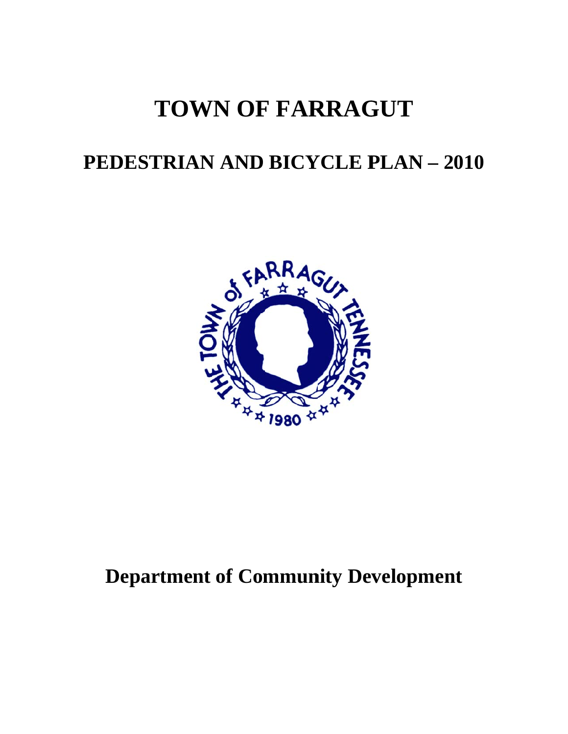# TOWN OF FARRAGUT

## PEDESTRIAN AND BICYCLE PLAN – 2010

**Department of Community Development**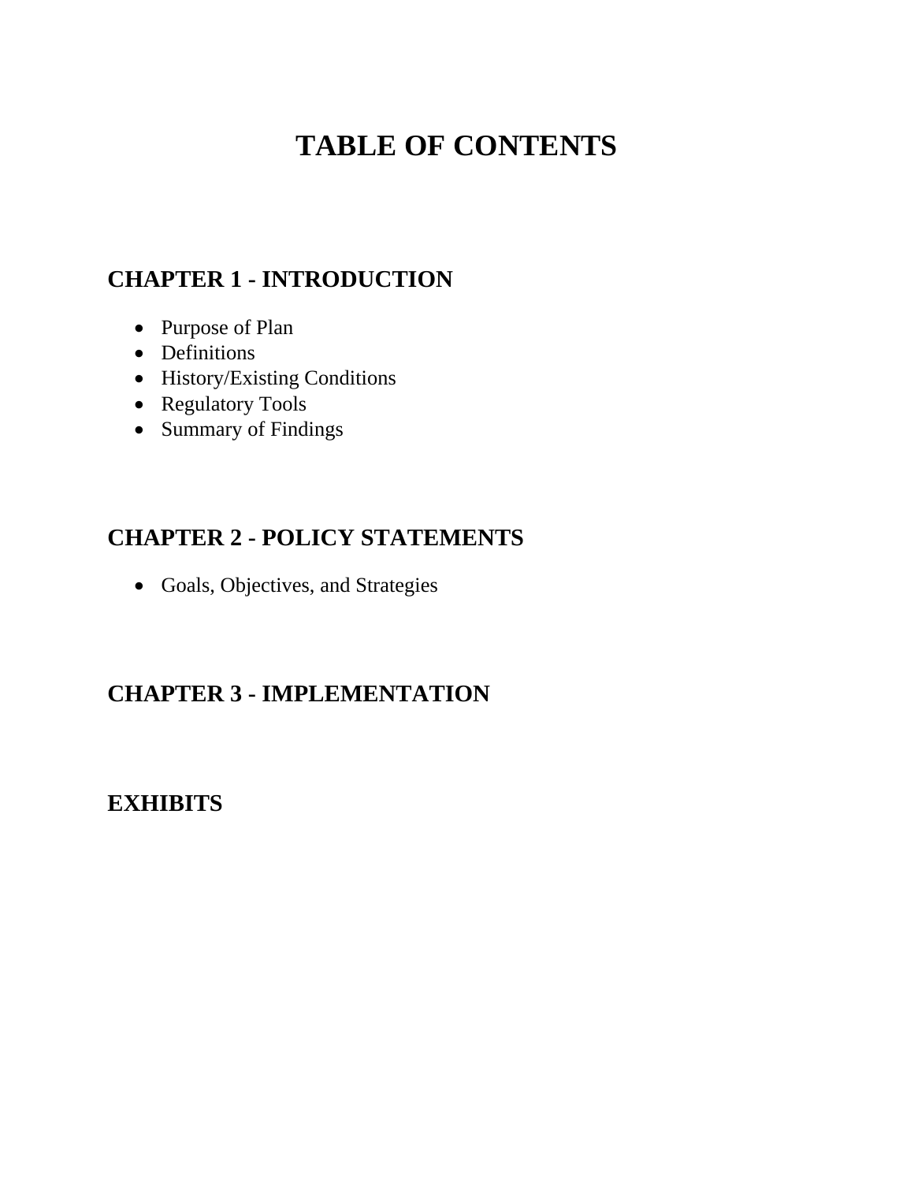# TABLE OF CONTENTS

## CHAPTER 1 - INTRODUCTION

- Purpose of Plan
- Definitions
- History/Existing Conditions
- Regulatory Tools
- Summary of Findings

## CHAPTER 2 - POLICY STATEMENTS

- Goals, Objectives, and Strategies

## CHAPTER 3 - IMPLEMENTATION

## EXHIBITS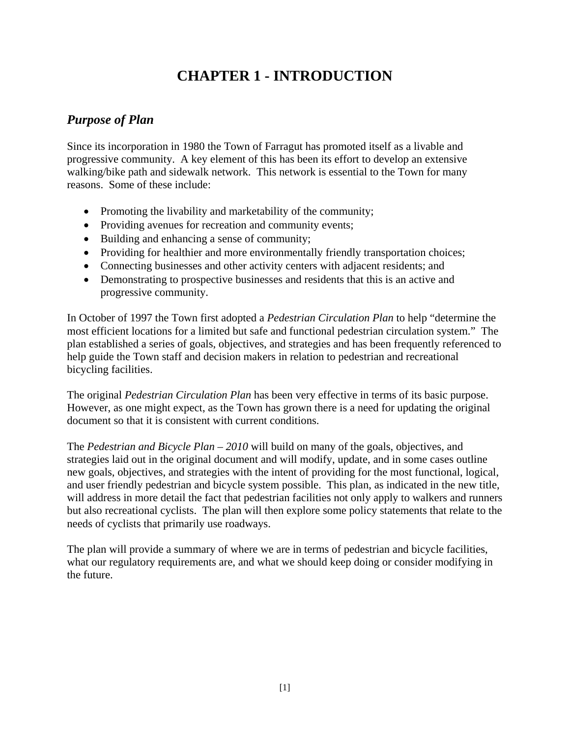# CHAPTER 1 - INTRODUCTION

## *Purpose of Plan*

Since its incorporation in 1980 the Town of Farragut has promoted itself as a livable and progressive community. A key element of this has been its effort to develop an extensive walking/bike path and sidewalk network. This network is essential to the Town for many reasons. Some of these include:

- Promoting the livability and marketability of the community;
- Providing avenues for recreation and community events;
- Building and enhancing a sense of community;
- Providing for healthier and more environmentally friendly transportation choices;
- Connecting businesses and other activity centers with adjacent residents; and
- Demonstrating to prospective businesses and residents that this is an active and progressive community.

In October of 1997 the Town first adopted a *Pedestrian Circulation Plan* to help "determine the most efficient locations for a limited but safe and functional pedestrian circulation system." The plan established a series of goals, objectives, and strategies and has been frequently referenced to help guide the Town staff and decision makers in relation to pedestrian and recreational bicycling facilities.

The original *Pedestrian Circulation Plan* has been very effective in terms of its basic purpose. However, as one might expect, as the Town has grown there is a need for updating the original document so that it is consistent with current conditions.

The *Pedestrian and Bicycle Plan – 2010* will build on many of the goals, objectives, and strategies laid out in the original document and will modify, update, and in some cases outline new goals, objectives, and strategies with the intent of providing for the most functional, logical, and user friendly pedestrian and bicycle system possible. This plan, as indicated in the new title, will address in more detail the fact that pedestrian facilities not only apply to walkers and runners but also recreational cyclists. The plan will then explore some policy statements that relate to the needs of cyclists that primarily use roadways.

The plan will provide a summary of where we are in terms of pedestrian and bicycle facilities, what our regulatory requirements are, and what we should keep doing or consider modifying in the future.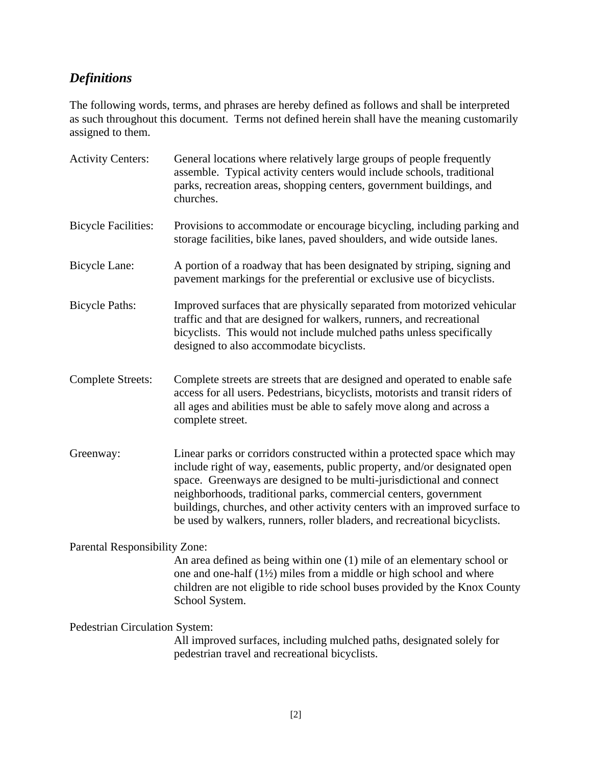## *Definitions*

The following words, terms, and phrases are hereby defined as follows and shall be interpreted as such throughout this document. Terms not defined herein shall have the meaning customarily assigned to them.

**Activity Centers:** General locations where relatively large groups of people frequently assemble. Typical activity centers would include schools, traditional parks, recreation areas, shopping centers, government buildings, and churches.

**Bicycle Facilities:** Provisions to accommodate or encourage bicycling, including parking and storage facilities, bike lanes, paved shoulders, and wide outside lanes.

**Bicycle Lane:** A portion of a roadway that has been designated by striping, signing and pavement markings for the preferential or exclusive use of bicyclists.

**Bicycle Paths:** Improved surfaces that are physically separated from motorized vehicular traffic and that are designed for walkers, runners, and recreational bicyclists. This would not include mulched paths unless specifically designed to also accommodate bicyclists.

**Complete Streets:** Complete streets are streets that are designed and operated to enable safe access for all users. Pedestrians, bicyclists, motorists and transit riders of all ages and abilities must be able to safely move along and across a complete street.

**Greenway:** Linear parks or corridors constructed within a protected space which may include right of way, easements, public property, and/or designated open space. Greenways are designed to be multi-jurisdictional and connect neighborhoods, traditional parks, commercial centers, government buildings, churches, and other activity centers with an improved surface to be used by walkers, runners, roller bladers, and recreational bicyclists.

**Parental Responsibility Zone:** An area defined as being within one (1) mile of an elementary school or one and one-half (1½) miles from a middle or high school and where children are not eligible to ride school buses provided by the Knox County School System.

**Pedestrian Circulation System:** All improved surfaces, including mulched paths, designated solely for pedestrian travel and recreational bicyclists.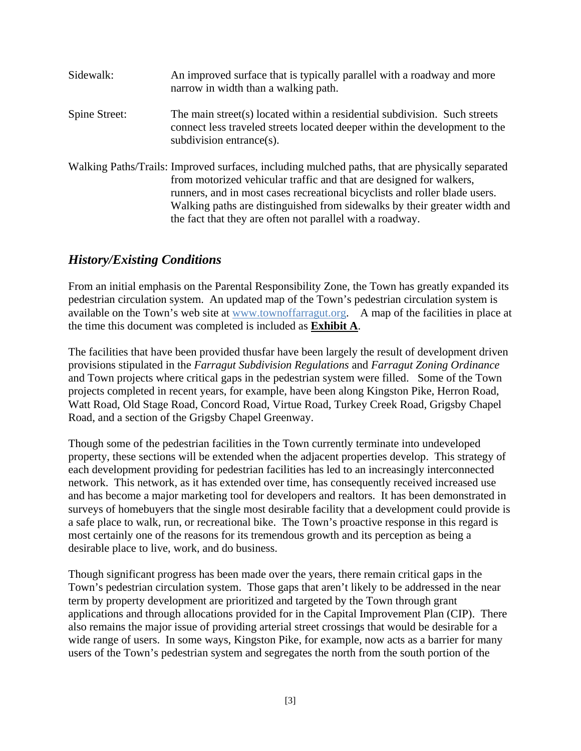Sidewalk: An improved surface that is typically parallel with a roadway and more narrow in width than a walking path.

Spine Street: The main street(s) located within a residential subdivision. Such streets connect less traveled streets located deeper within the development to the subdivision entrance(s).

Walking Paths/Trails: Improved surfaces, including mulched paths, that are physically separated from motorized vehicular traffic and that are designed for walkers, runners, and in most cases recreational bicyclists and roller blade users. Walking paths are distinguished from sidewalks by their greater width and the fact that they are often not parallel with a roadway.

## *History/Existing Conditions*

From an initial emphasis on the Parental Responsibility Zone, the Town has greatly expanded its pedestrian circulation system. An updated map of the Town's pedestrian circulation system is available on the Town's web site at www.townoffarragut.org. A map of the facilities in place at the time this document was completed is included as **Exhibit A**.

The facilities that have been provided thusfar have been largely the result of development driven provisions stipulated in the *Farragut Subdivision Regulations* and *Farragut Zoning Ordinance* and Town projects where critical gaps in the pedestrian system were filled. Some of the Town projects completed in recent years, for example, have been along Kingston Pike, Herron Road, Watt Road, Old Stage Road, Concord Road, Virtue Road, Turkey Creek Road, Grigsby Chapel Road, and a section of the Grigsby Chapel Greenway.

Though some of the pedestrian facilities in the Town currently terminate into undeveloped property, these sections will be extended when the adjacent properties develop. This strategy of each development providing for pedestrian facilities has led to an increasingly interconnected network. This network, as it has extended over time, has consequently received increased use and has become a major marketing tool for developers and realtors. It has been demonstrated in surveys of homebuyers that the single most desirable facility that a development could provide is a safe place to walk, run, or recreational bike. The Town's proactive response in this regard is most certainly one of the reasons for its tremendous growth and its perception as being a desirable place to live, work, and do business.

Though significant progress has been made over the years, there remain critical gaps in the Town's pedestrian circulation system. Those gaps that aren't likely to be addressed in the near term by property development are prioritized and targeted by the Town through grant applications and through allocations provided for in the Capital Improvement Plan (CIP). There also remains the major issue of providing arterial street crossings that would be desirable for a wide range of users. In some ways, Kingston Pike, for example, now acts as a barrier for many users of the Town's pedestrian system and segregates the north from the south portion of the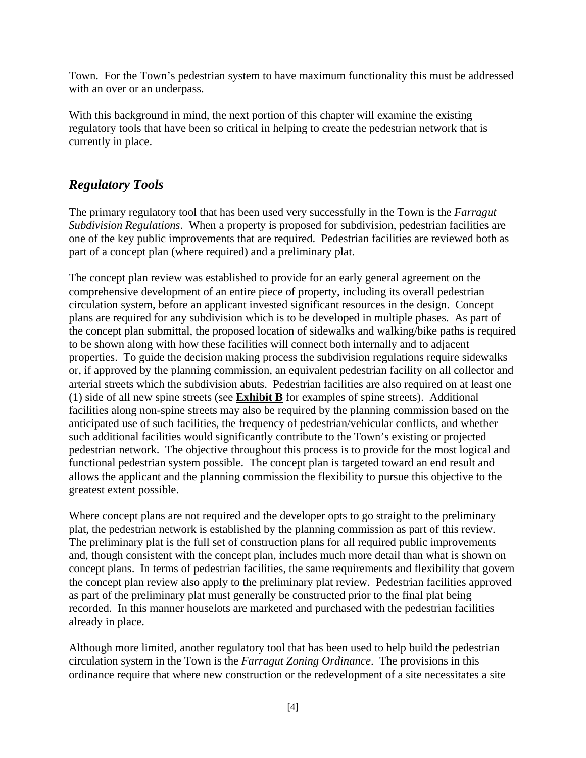Town. For the Town's pedestrian system to have maximum functionality this must be addressed with an over or an underpass.

With this background in mind, the next portion of this chapter will examine the existing regulatory tools that have been so critical in helping to create the pedestrian network that is currently in place.

## *Regulatory Tools*

The primary regulatory tool that has been used very successfully in the Town is the *Farragut Subdivision Regulations*. When a property is proposed for subdivision, pedestrian facilities are one of the key public improvements that are required. Pedestrian facilities are reviewed both as part of a concept plan (where required) and a preliminary plat.

The concept plan review was established to provide for an early general agreement on the comprehensive development of an entire piece of property, including its overall pedestrian circulation system, before an applicant invested significant resources in the design. Concept plans are required for any subdivision which is to be developed in multiple phases. As part of the concept plan submittal, the proposed location of sidewalks and walking/bike paths is required to be shown along with how these facilities will connect both internally and to adjacent properties. To guide the decision making process the subdivision regulations require sidewalks or, if approved by the planning commission, an equivalent pedestrian facility on all collector and arterial streets which the subdivision abuts. Pedestrian facilities are also required on at least one (1) side of all new spine streets (see **Exhibit B** for examples of spine streets). Additional facilities along non-spine streets may also be required by the planning commission based on the anticipated use of such facilities, the frequency of pedestrian/vehicular conflicts, and whether such additional facilities would significantly contribute to the Town's existing or projected pedestrian network. The objective throughout this process is to provide for the most logical and functional pedestrian system possible. The concept plan is targeted toward an end result and allows the applicant and the planning commission the flexibility to pursue this objective to the greatest extent possible.

Where concept plans are not required and the developer opts to go straight to the preliminary plat, the pedestrian network is established by the planning commission as part of this review. The preliminary plat is the full set of construction plans for all required public improvements and, though consistent with the concept plan, includes much more detail than what is shown on concept plans. In terms of pedestrian facilities, the same requirements and flexibility that govern the concept plan review also apply to the preliminary plat review. Pedestrian facilities approved as part of the preliminary plat must generally be constructed prior to the final plat being recorded. In this manner houselots are marketed and purchased with the pedestrian facilities already in place.

Although more limited, another regulatory tool that has been used to help build the pedestrian circulation system in the Town is the *Farragut Zoning Ordinance*. The provisions in this ordinance require that where new construction or the redevelopment of a site necessitates a site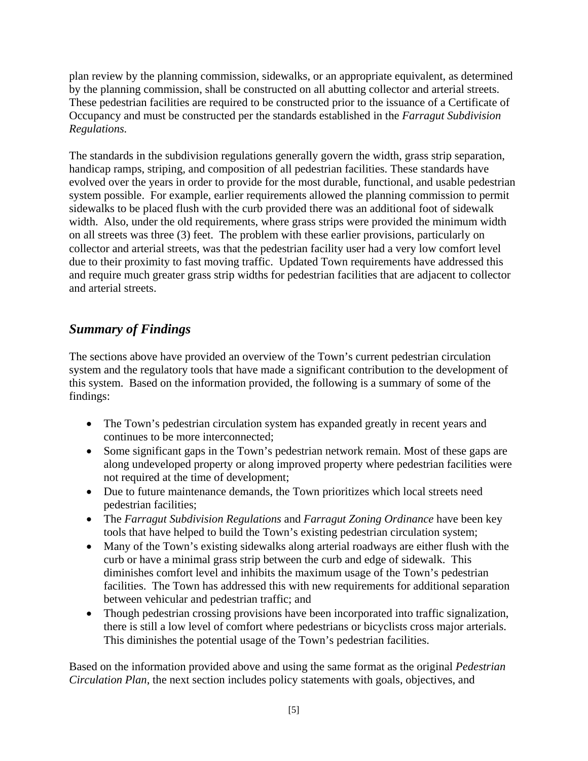plan review by the planning commission, sidewalks, or an appropriate equivalent, as determined by the planning commission, shall be constructed on all abutting collector and arterial streets. These pedestrian facilities are required to be constructed prior to the issuance of a Certificate of Occupancy and must be constructed per the standards established in the *Farragut Subdivision Regulations.*

The standards in the subdivision regulations generally govern the width, grass strip separation, handicap ramps, striping, and composition of all pedestrian facilities. These standards have evolved over the years in order to provide for the most durable, functional, and usable pedestrian system possible. For example, earlier requirements allowed the planning commission to permit sidewalks to be placed flush with the curb provided there was an additional foot of sidewalk width. Also, under the old requirements, where grass strips were provided the minimum width on all streets was three (3) feet. The problem with these earlier provisions, particularly on collector and arterial streets, was that the pedestrian facility user had a very low comfort level due to their proximity to fast moving traffic. Updated Town requirements have addressed this and require much greater grass strip widths for pedestrian facilities that are adjacent to collector and arterial streets.

## *Summary of Findings*

The sections above have provided an overview of the Town's current pedestrian circulation system and the regulatory tools that have made a significant contribution to the development of this system. Based on the information provided, the following is a summary of some of the findings:

- The Town's pedestrian circulation system has expanded greatly in recent years and continues to be more interconnected;
- Some significant gaps in the Town's pedestrian network remain. Most of these gaps are along undeveloped property or along improved property where pedestrian facilities were not required at the time of development;
- Due to future maintenance demands, the Town prioritizes which local streets need pedestrian facilities;
- The *Farragut Subdivision Regulations* and *Farragut Zoning Ordinance* have been key tools that have helped to build the Town's existing pedestrian circulation system;
- Many of the Town's existing sidewalks along arterial roadways are either flush with the curb or have a minimal grass strip between the curb and edge of sidewalk. This diminishes comfort level and inhibits the maximum usage of the Town's pedestrian facilities. The Town has addressed this with new requirements for additional separation between vehicular and pedestrian traffic; and
- Though pedestrian crossing provisions have been incorporated into traffic signalization, there is still a low level of comfort where pedestrians or bicyclists cross major arterials. This diminishes the potential usage of the Town's pedestrian facilities.

Based on the information provided above and using the same format as the original *Pedestrian Circulation Plan*, the next section includes policy statements with goals, objectives, and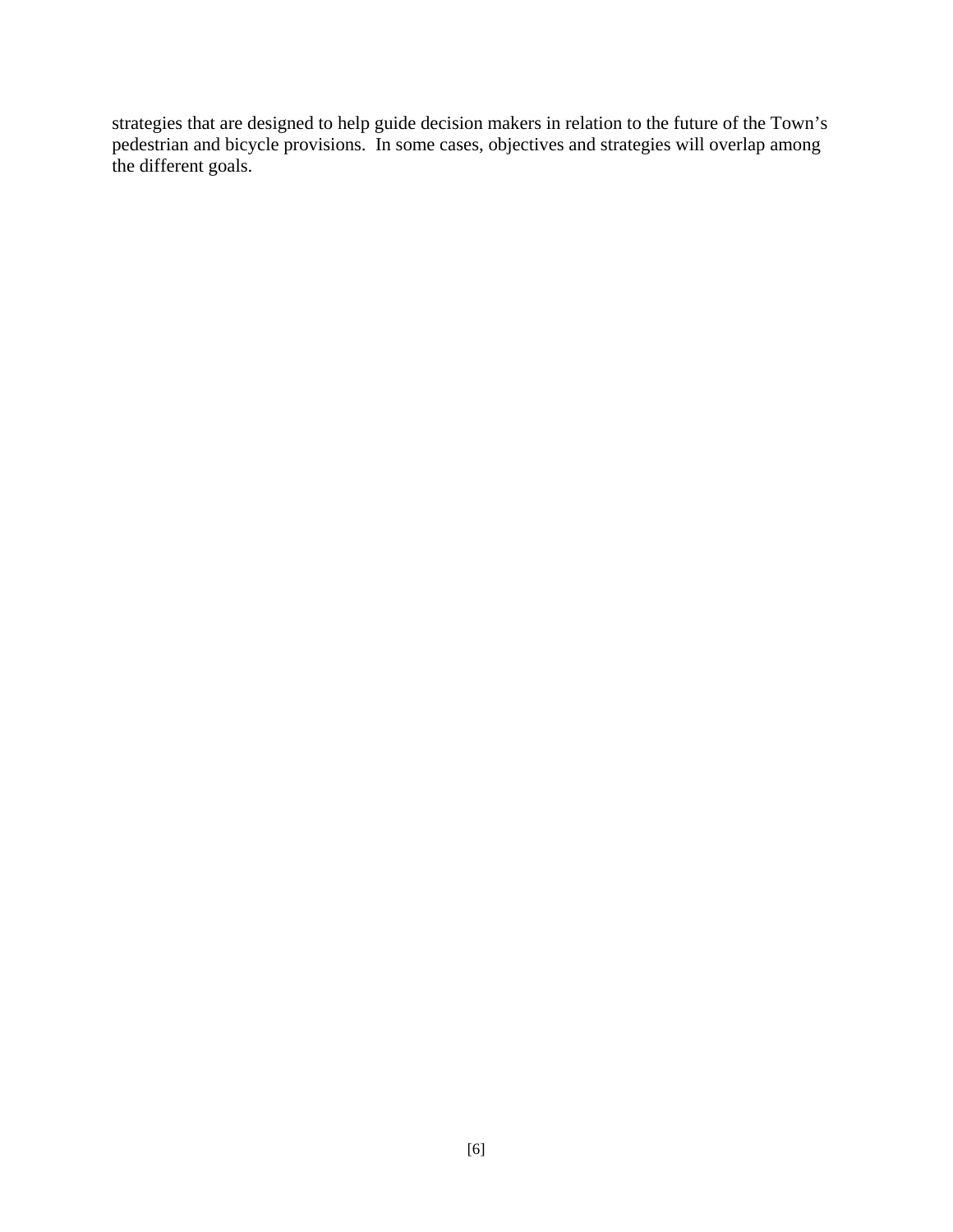strategies that are designed to help guide decision makers in relation to the future of the Town's pedestrian and bicycle provisions. In some cases, objectives and strategies will overlap among the different goals.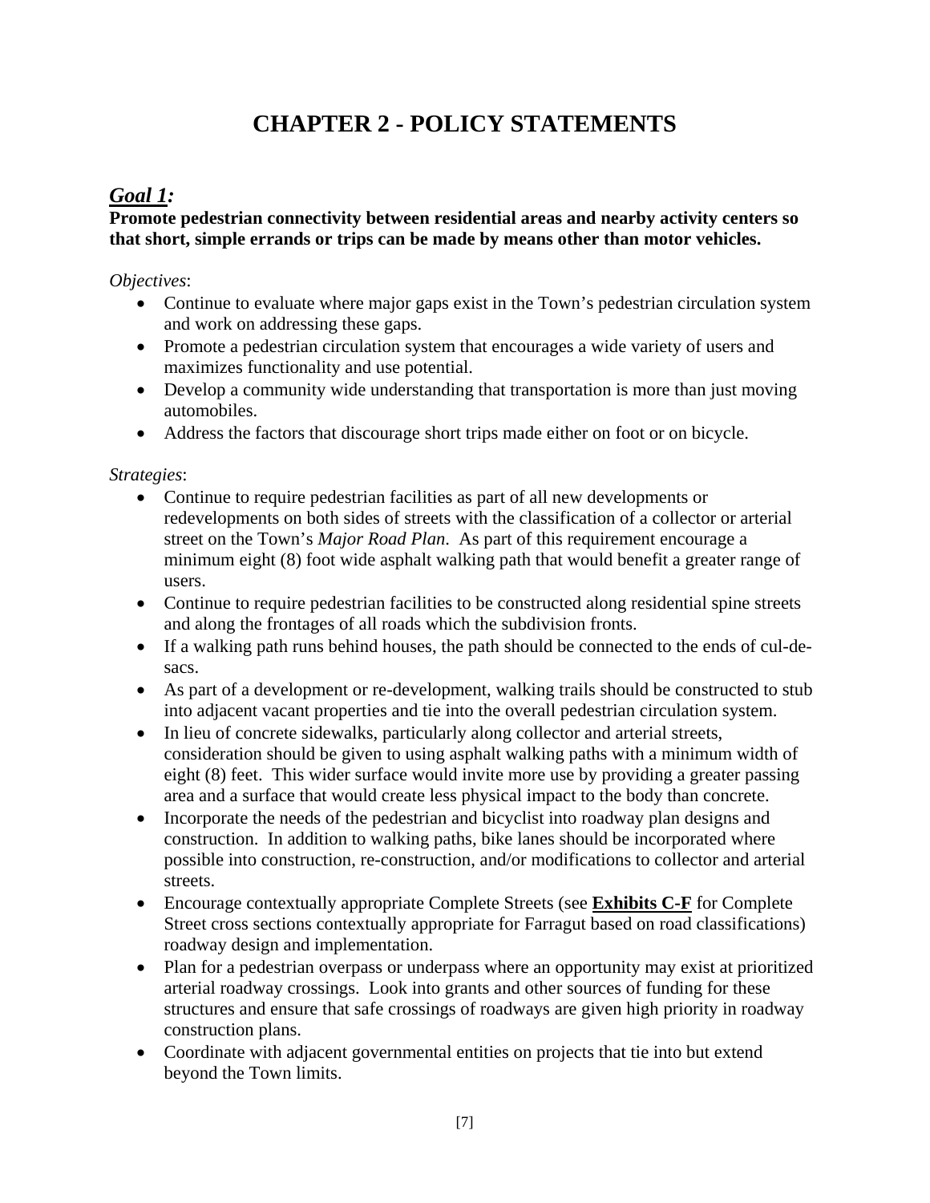# CHAPTER 2 - POLICY STATEMENTS

## *Goal 1:*

**Promote pedestrian connectivity between residential areas and nearby activity centers so that short, simple errands or trips can be made by means other than motor vehicles.**

*Objectives*:

- Continue to evaluate where major gaps exist in the Town's pedestrian circulation system and work on addressing these gaps.
- Promote a pedestrian circulation system that encourages a wide variety of users and maximizes functionality and use potential.
- Develop a community wide understanding that transportation is more than just moving automobiles.
- Address the factors that discourage short trips made either on foot or on bicycle.

*Strategies*:

- Continue to require pedestrian facilities as part of all new developments or redevelopments on both sides of streets with the classification of a collector or arterial street on the Town's *Major Road Plan*. As part of this requirement encourage a minimum eight (8) foot wide asphalt walking path that would benefit a greater range of users.
- Continue to require pedestrian facilities to be constructed along residential spine streets and along the frontages of all roads which the subdivision fronts.
- If a walking path runs behind houses, the path should be connected to the ends of cul-de-sacs.
- As part of a development or re-development, walking trails should be constructed to stub into adjacent vacant properties and tie into the overall pedestrian circulation system.
- In lieu of concrete sidewalks, particularly along collector and arterial streets, consideration should be given to using asphalt walking paths with a minimum width of eight (8) feet. This wider surface would invite more use by providing a greater passing area and a surface that would create less physical impact to the body than concrete.
- Incorporate the needs of the pedestrian and bicyclist into roadway plan designs and construction. In addition to walking paths, bike lanes should be incorporated where possible into construction, re-construction, and/or modifications to collector and arterial streets.
- Encourage contextually appropriate Complete Streets (see **Exhibits C-F** for Complete Street cross sections contextually appropriate for Farragut based on road classifications) roadway design and implementation.
- Plan for a pedestrian overpass or underpass where an opportunity may exist at prioritized arterial roadway crossings. Look into grants and other sources of funding for these structures and ensure that safe crossings of roadways are given high priority in roadway construction plans.
- Coordinate with adjacent governmental entities on projects that tie into but extend beyond the Town limits.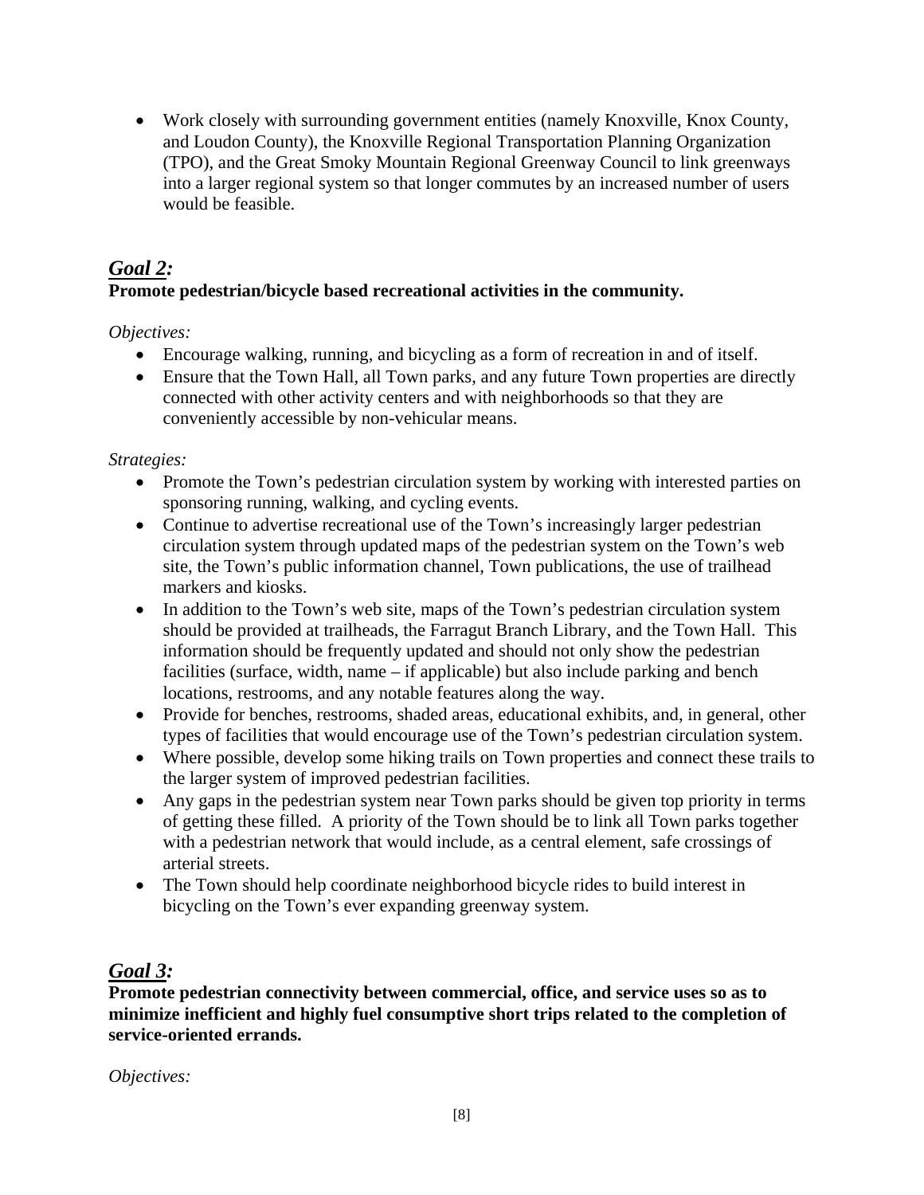- Work closely with surrounding government entities (namely Knoxville, Knox County, and Loudon County), the Knoxville Regional Transportation Planning Organization (TPO), and the Great Smoky Mountain Regional Greenway Council to link greenways into a larger regional system so that longer commutes by an increased number of users would be feasible.

## *Goal 2:*

**Promote pedestrian/bicycle based recreational activities in the community.**

*Objectives:*

- Encourage walking, running, and bicycling as a form of recreation in and of itself.
- Ensure that the Town Hall, all Town parks, and any future Town properties are directly connected with other activity centers and with neighborhoods so that they are conveniently accessible by non-vehicular means.

*Strategies:*

- Promote the Town's pedestrian circulation system by working with interested parties on sponsoring running, walking, and cycling events.
- Continue to advertise recreational use of the Town's increasingly larger pedestrian circulation system through updated maps of the pedestrian system on the Town's web site, the Town's public information channel, Town publications, the use of trailhead markers and kiosks.
- In addition to the Town's web site, maps of the Town's pedestrian circulation system should be provided at trailheads, the Farragut Branch Library, and the Town Hall. This information should be frequently updated and should not only show the pedestrian facilities (surface, width, name – if applicable) but also include parking and bench locations, restrooms, and any notable features along the way.
- Provide for benches, restrooms, shaded areas, educational exhibits, and, in general, other types of facilities that would encourage use of the Town's pedestrian circulation system.
- Where possible, develop some hiking trails on Town properties and connect these trails to the larger system of improved pedestrian facilities.
- Any gaps in the pedestrian system near Town parks should be given top priority in terms of getting these filled. A priority of the Town should be to link all Town parks together with a pedestrian network that would include, as a central element, safe crossings of arterial streets.
- The Town should help coordinate neighborhood bicycle rides to build interest in bicycling on the Town's ever expanding greenway system.

## *Goal 3:*

**Promote pedestrian connectivity between commercial, office, and service uses so as to minimize inefficient and highly fuel consumptive short trips related to the completion of service-oriented errands.**

*Objectives:*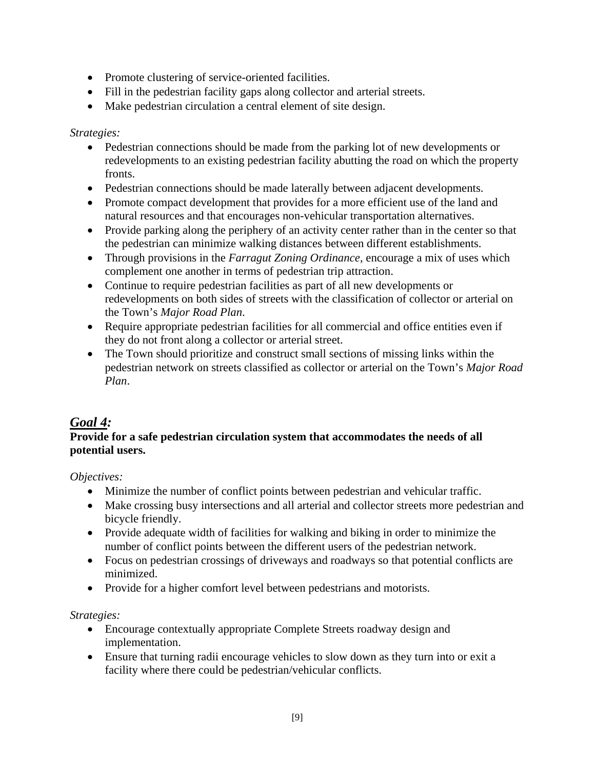- Promote clustering of service-oriented facilities.
- Fill in the pedestrian facility gaps along collector and arterial streets.
- Make pedestrian circulation a central element of site design.

*Strategies:*

- Pedestrian connections should be made from the parking lot of new developments or redevelopments to an existing pedestrian facility abutting the road on which the property fronts.
- Pedestrian connections should be made laterally between adjacent developments.
- Promote compact development that provides for a more efficient use of the land and natural resources and that encourages non-vehicular transportation alternatives.
- Provide parking along the periphery of an activity center rather than in the center so that the pedestrian can minimize walking distances between different establishments.
- Through provisions in the *Farragut Zoning Ordinance*, encourage a mix of uses which complement one another in terms of pedestrian trip attraction.
- Continue to require pedestrian facilities as part of all new developments or redevelopments on both sides of streets with the classification of collector or arterial on the Town's *Major Road Plan*.
- Require appropriate pedestrian facilities for all commercial and office entities even if they do not front along a collector or arterial street.
- The Town should prioritize and construct small sections of missing links within the pedestrian network on streets classified as collector or arterial on the Town's *Major Road Plan*.

## ***Goal 4:***

**Provide for a safe pedestrian circulation system that accommodates the needs of all potential users.**

*Objectives:*

- Minimize the number of conflict points between pedestrian and vehicular traffic.
- Make crossing busy intersections and all arterial and collector streets more pedestrian and bicycle friendly.
- Provide adequate width of facilities for walking and biking in order to minimize the number of conflict points between the different users of the pedestrian network.
- Focus on pedestrian crossings of driveways and roadways so that potential conflicts are minimized.
- Provide for a higher comfort level between pedestrians and motorists.

*Strategies:*

- Encourage contextually appropriate Complete Streets roadway design and implementation.
- Ensure that turning radii encourage vehicles to slow down as they turn into or exit a facility where there could be pedestrian/vehicular conflicts.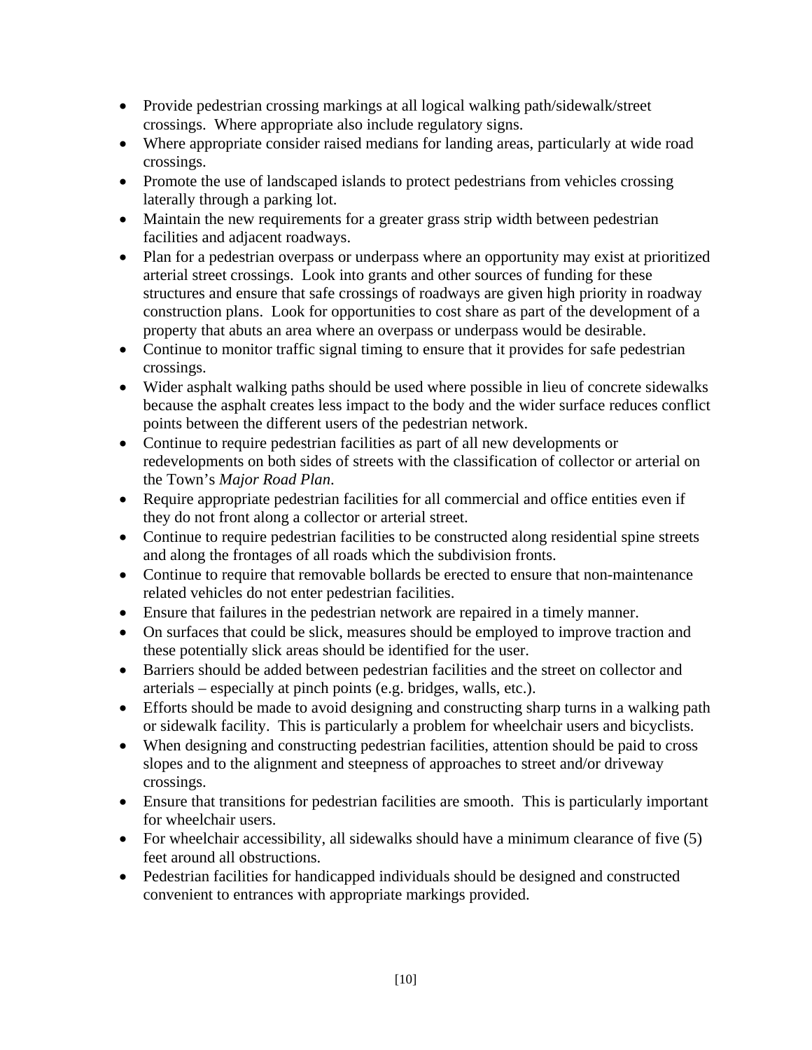- Provide pedestrian crossing markings at all logical walking path/sidewalk/street crossings. Where appropriate also include regulatory signs.
- Where appropriate consider raised medians for landing areas, particularly at wide road crossings.
- Promote the use of landscaped islands to protect pedestrians from vehicles crossing laterally through a parking lot.
- Maintain the new requirements for a greater grass strip width between pedestrian facilities and adjacent roadways.
- Plan for a pedestrian overpass or underpass where an opportunity may exist at prioritized arterial street crossings. Look into grants and other sources of funding for these structures and ensure that safe crossings of roadways are given high priority in roadway construction plans. Look for opportunities to cost share as part of the development of a property that abuts an area where an overpass or underpass would be desirable.
- Continue to monitor traffic signal timing to ensure that it provides for safe pedestrian crossings.
- Wider asphalt walking paths should be used where possible in lieu of concrete sidewalks because the asphalt creates less impact to the body and the wider surface reduces conflict points between the different users of the pedestrian network.
- Continue to require pedestrian facilities as part of all new developments or redevelopments on both sides of streets with the classification of collector or arterial on the Town's *Major Road Plan*.
- Require appropriate pedestrian facilities for all commercial and office entities even if they do not front along a collector or arterial street.
- Continue to require pedestrian facilities to be constructed along residential spine streets and along the frontages of all roads which the subdivision fronts.
- Continue to require that removable bollards be erected to ensure that non-maintenance related vehicles do not enter pedestrian facilities.
- Ensure that failures in the pedestrian network are repaired in a timely manner.
- On surfaces that could be slick, measures should be employed to improve traction and these potentially slick areas should be identified for the user.
- Barriers should be added between pedestrian facilities and the street on collector and arterials – especially at pinch points (e.g. bridges, walls, etc.).
- Efforts should be made to avoid designing and constructing sharp turns in a walking path or sidewalk facility. This is particularly a problem for wheelchair users and bicyclists.
- When designing and constructing pedestrian facilities, attention should be paid to cross slopes and to the alignment and steepness of approaches to street and/or driveway crossings.
- Ensure that transitions for pedestrian facilities are smooth. This is particularly important for wheelchair users.
- For wheelchair accessibility, all sidewalks should have a minimum clearance of five (5) feet around all obstructions.
- Pedestrian facilities for handicapped individuals should be designed and constructed convenient to entrances with appropriate markings provided.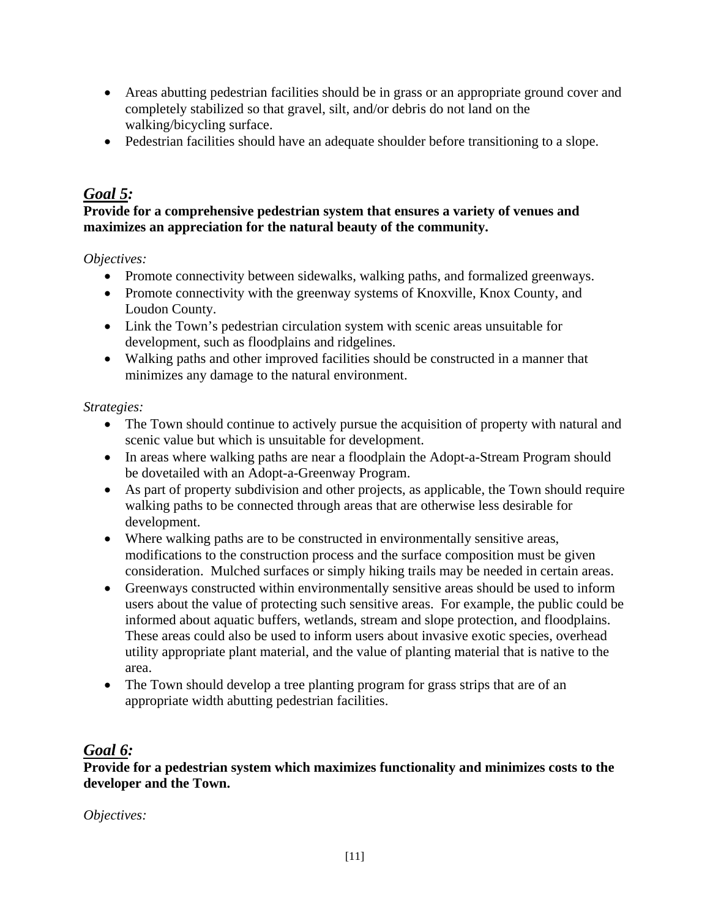- Areas abutting pedestrian facilities should be in grass or an appropriate ground cover and completely stabilized so that gravel, silt, and/or debris do not land on the walking/bicycling surface.
- Pedestrian facilities should have an adequate shoulder before transitioning to a slope.

## ***Goal 5:***

**Provide for a comprehensive pedestrian system that ensures a variety of venues and maximizes an appreciation for the natural beauty of the community.**

*Objectives:*

- Promote connectivity between sidewalks, walking paths, and formalized greenways.
- Promote connectivity with the greenway systems of Knoxville, Knox County, and Loudon County.
- Link the Town's pedestrian circulation system with scenic areas unsuitable for development, such as floodplains and ridgelines.
- Walking paths and other improved facilities should be constructed in a manner that minimizes any damage to the natural environment.

*Strategies:*

- The Town should continue to actively pursue the acquisition of property with natural and scenic value but which is unsuitable for development.
- In areas where walking paths are near a floodplain the Adopt-a-Stream Program should be dovetailed with an Adopt-a-Greenway Program.
- As part of property subdivision and other projects, as applicable, the Town should require walking paths to be connected through areas that are otherwise less desirable for development.
- Where walking paths are to be constructed in environmentally sensitive areas, modifications to the construction process and the surface composition must be given consideration. Mulched surfaces or simply hiking trails may be needed in certain areas.
- Greenways constructed within environmentally sensitive areas should be used to inform users about the value of protecting such sensitive areas. For example, the public could be informed about aquatic buffers, wetlands, stream and slope protection, and floodplains. These areas could also be used to inform users about invasive exotic species, overhead utility appropriate plant material, and the value of planting material that is native to the area.
- The Town should develop a tree planting program for grass strips that are of an appropriate width abutting pedestrian facilities.

## ***Goal 6:***

**Provide for a pedestrian system which maximizes functionality and minimizes costs to the developer and the Town.**

*Objectives:*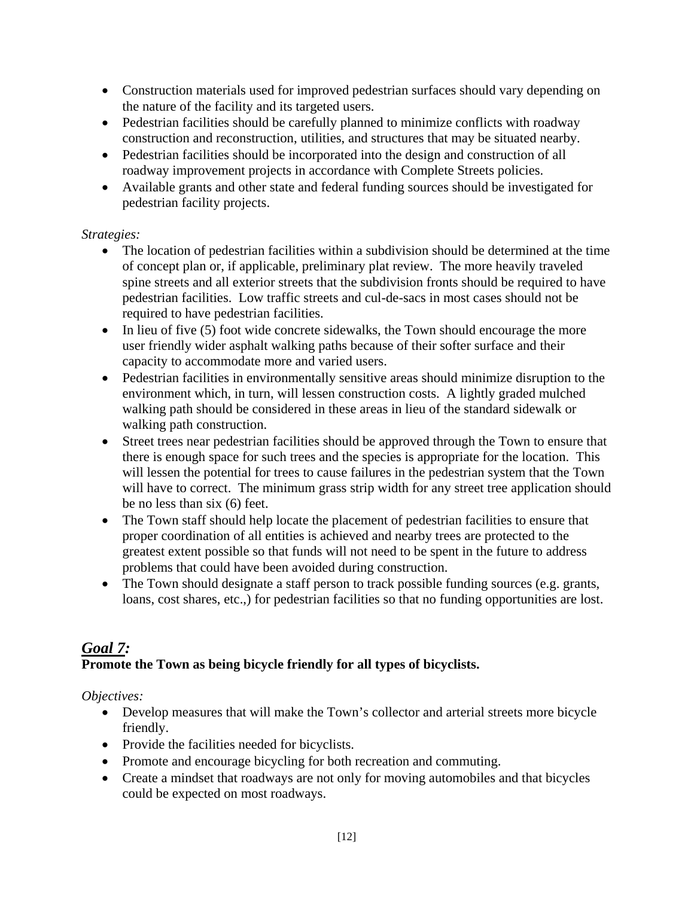- Construction materials used for improved pedestrian surfaces should vary depending on the nature of the facility and its targeted users.
- Pedestrian facilities should be carefully planned to minimize conflicts with roadway construction and reconstruction, utilities, and structures that may be situated nearby.
- Pedestrian facilities should be incorporated into the design and construction of all roadway improvement projects in accordance with Complete Streets policies.
- Available grants and other state and federal funding sources should be investigated for pedestrian facility projects.

*Strategies:*

- The location of pedestrian facilities within a subdivision should be determined at the time of concept plan or, if applicable, preliminary plat review. The more heavily traveled spine streets and all exterior streets that the subdivision fronts should be required to have pedestrian facilities. Low traffic streets and cul-de-sacs in most cases should not be required to have pedestrian facilities.
- In lieu of five (5) foot wide concrete sidewalks, the Town should encourage the more user friendly wider asphalt walking paths because of their softer surface and their capacity to accommodate more and varied users.
- Pedestrian facilities in environmentally sensitive areas should minimize disruption to the environment which, in turn, will lessen construction costs. A lightly graded mulched walking path should be considered in these areas in lieu of the standard sidewalk or walking path construction.
- Street trees near pedestrian facilities should be approved through the Town to ensure that there is enough space for such trees and the species is appropriate for the location. This will lessen the potential for trees to cause failures in the pedestrian system that the Town will have to correct. The minimum grass strip width for any street tree application should be no less than six (6) feet.
- The Town staff should help locate the placement of pedestrian facilities to ensure that proper coordination of all entities is achieved and nearby trees are protected to the greatest extent possible so that funds will not need to be spent in the future to address problems that could have been avoided during construction.
- The Town should designate a staff person to track possible funding sources (e.g. grants, loans, cost shares, etc.,) for pedestrian facilities so that no funding opportunities are lost.

## ***Goal 7:***

**Promote the Town as being bicycle friendly for all types of bicyclists.**

*Objectives:*

- Develop measures that will make the Town's collector and arterial streets more bicycle friendly.
- Provide the facilities needed for bicyclists.
- Promote and encourage bicycling for both recreation and commuting.
- Create a mindset that roadways are not only for moving automobiles and that bicycles could be expected on most roadways.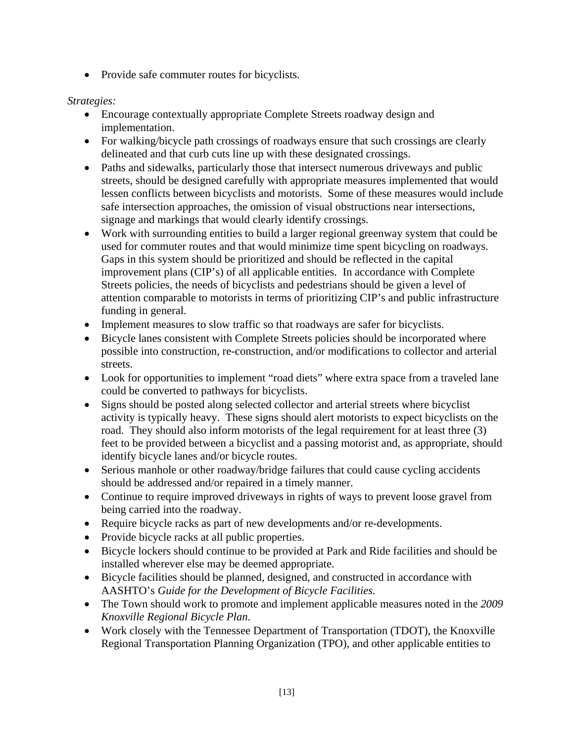- Provide safe commuter routes for bicyclists.

*Strategies:*

- Encourage contextually appropriate Complete Streets roadway design and implementation.
- For walking/bicycle path crossings of roadways ensure that such crossings are clearly delineated and that curb cuts line up with these designated crossings.
- Paths and sidewalks, particularly those that intersect numerous driveways and public streets, should be designed carefully with appropriate measures implemented that would lessen conflicts between bicyclists and motorists. Some of these measures would include safe intersection approaches, the omission of visual obstructions near intersections, signage and markings that would clearly identify crossings.
- Work with surrounding entities to build a larger regional greenway system that could be used for commuter routes and that would minimize time spent bicycling on roadways. Gaps in this system should be prioritized and should be reflected in the capital improvement plans (CIP's) of all applicable entities. In accordance with Complete Streets policies, the needs of bicyclists and pedestrians should be given a level of attention comparable to motorists in terms of prioritizing CIP's and public infrastructure funding in general.
- Implement measures to slow traffic so that roadways are safer for bicyclists.
- Bicycle lanes consistent with Complete Streets policies should be incorporated where possible into construction, re-construction, and/or modifications to collector and arterial streets.
- Look for opportunities to implement "road diets" where extra space from a traveled lane could be converted to pathways for bicyclists.
- Signs should be posted along selected collector and arterial streets where bicyclist activity is typically heavy. These signs should alert motorists to expect bicyclists on the road. They should also inform motorists of the legal requirement for at least three (3) feet to be provided between a bicyclist and a passing motorist and, as appropriate, should identify bicycle lanes and/or bicycle routes.
- Serious manhole or other roadway/bridge failures that could cause cycling accidents should be addressed and/or repaired in a timely manner.
- Continue to require improved driveways in rights of ways to prevent loose gravel from being carried into the roadway.
- Require bicycle racks as part of new developments and/or re-developments.
- Provide bicycle racks at all public properties.
- Bicycle lockers should continue to be provided at Park and Ride facilities and should be installed wherever else may be deemed appropriate.
- Bicycle facilities should be planned, designed, and constructed in accordance with AASHTO's *Guide for the Development of Bicycle Facilities.*
- The Town should work to promote and implement applicable measures noted in the *2009 Knoxville Regional Bicycle Plan*.
- Work closely with the Tennessee Department of Transportation (TDOT), the Knoxville Regional Transportation Planning Organization (TPO), and other applicable entities to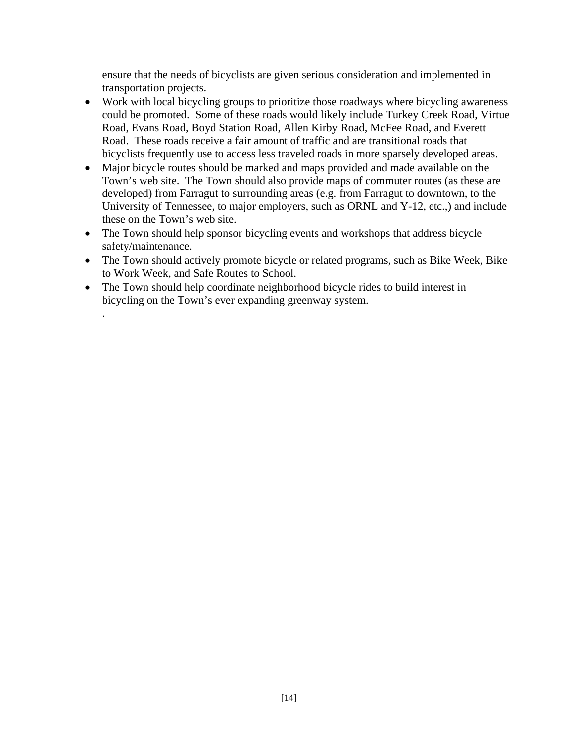ensure that the needs of bicyclists are given serious consideration and implemented in transportation projects.

- Work with local bicycling groups to prioritize those roadways where bicycling awareness could be promoted. Some of these roads would likely include Turkey Creek Road, Virtue Road, Evans Road, Boyd Station Road, Allen Kirby Road, McFee Road, and Everett Road. These roads receive a fair amount of traffic and are transitional roads that bicyclists frequently use to access less traveled roads in more sparsely developed areas.
- Major bicycle routes should be marked and maps provided and made available on the Town's web site. The Town should also provide maps of commuter routes (as these are developed) from Farragut to surrounding areas (e.g. from Farragut to downtown, to the University of Tennessee, to major employers, such as ORNL and Y-12, etc.,) and include these on the Town's web site.
- The Town should help sponsor bicycling events and workshops that address bicycle safety/maintenance.
- The Town should actively promote bicycle or related programs, such as Bike Week, Bike to Work Week, and Safe Routes to School.
- The Town should help coordinate neighborhood bicycle rides to build interest in bicycling on the Town's ever expanding greenway system.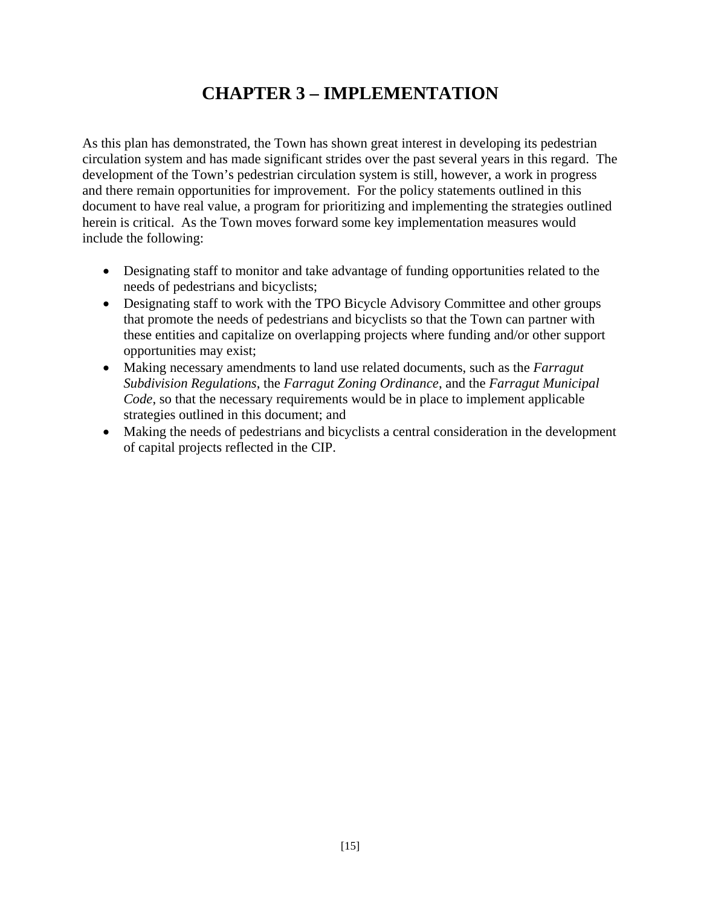# CHAPTER 3 – IMPLEMENTATION

As this plan has demonstrated, the Town has shown great interest in developing its pedestrian circulation system and has made significant strides over the past several years in this regard. The development of the Town's pedestrian circulation system is still, however, a work in progress and there remain opportunities for improvement. For the policy statements outlined in this document to have real value, a program for prioritizing and implementing the strategies outlined herein is critical. As the Town moves forward some key implementation measures would include the following:

- Designating staff to monitor and take advantage of funding opportunities related to the needs of pedestrians and bicyclists;
- Designating staff to work with the TPO Bicycle Advisory Committee and other groups that promote the needs of pedestrians and bicyclists so that the Town can partner with these entities and capitalize on overlapping projects where funding and/or other support opportunities may exist;
- Making necessary amendments to land use related documents, such as the *Farragut Subdivision Regulations*, the *Farragut Zoning Ordinance,* and the *Farragut Municipal Code*, so that the necessary requirements would be in place to implement applicable strategies outlined in this document; and
- Making the needs of pedestrians and bicyclists a central consideration in the development of capital projects reflected in the CIP.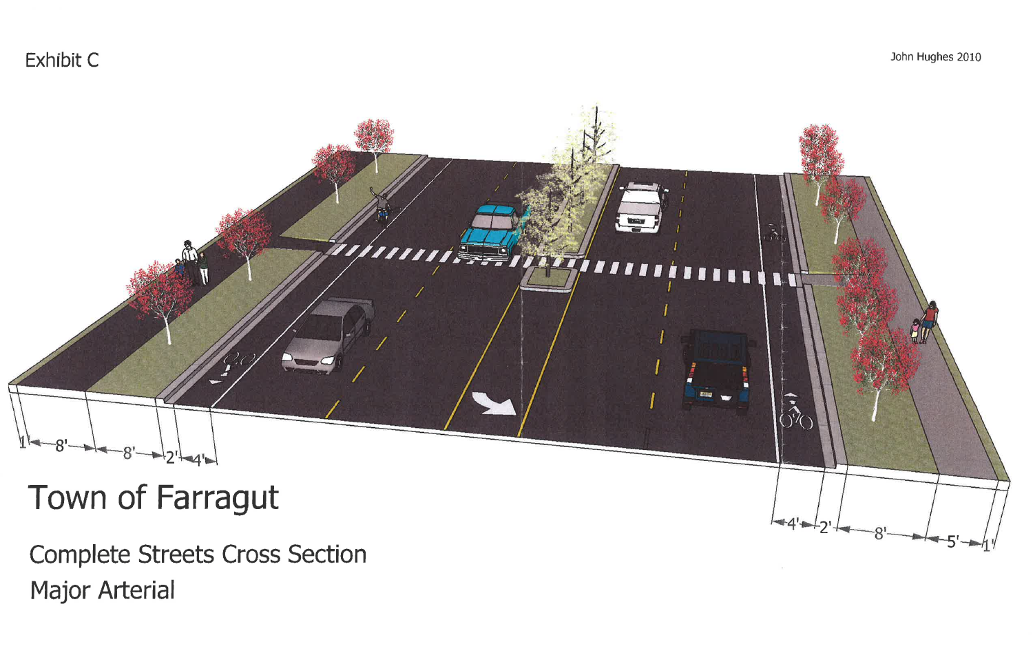Exhibit C

John Hughes 2010

1' 8' 8' 2' 4'

4' 2' 8' 5' 1'

# Town of Farragut

## Complete Streets Cross Section

## Major Arterial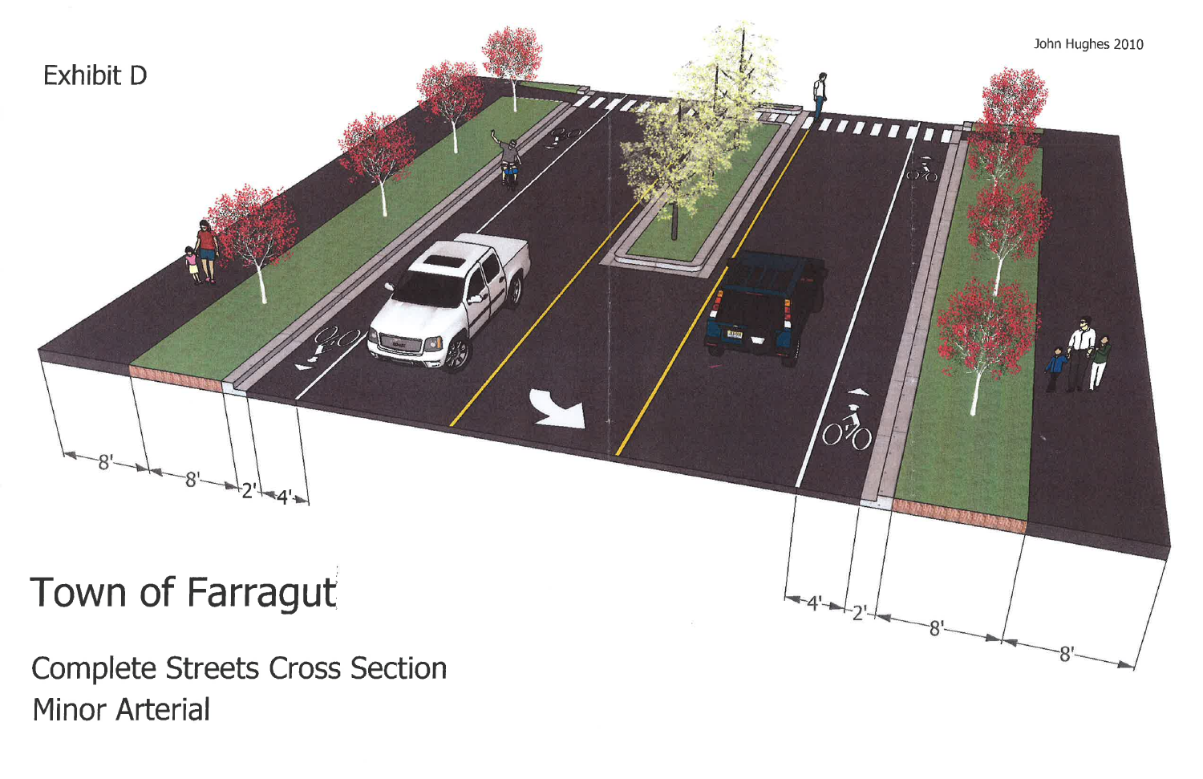Exhibit D

John Hughes 2010

8' 8' 2' 4'

4' 2' 8' 8'

# Town of Farragut

## Complete Streets Cross Section
## Minor Arterial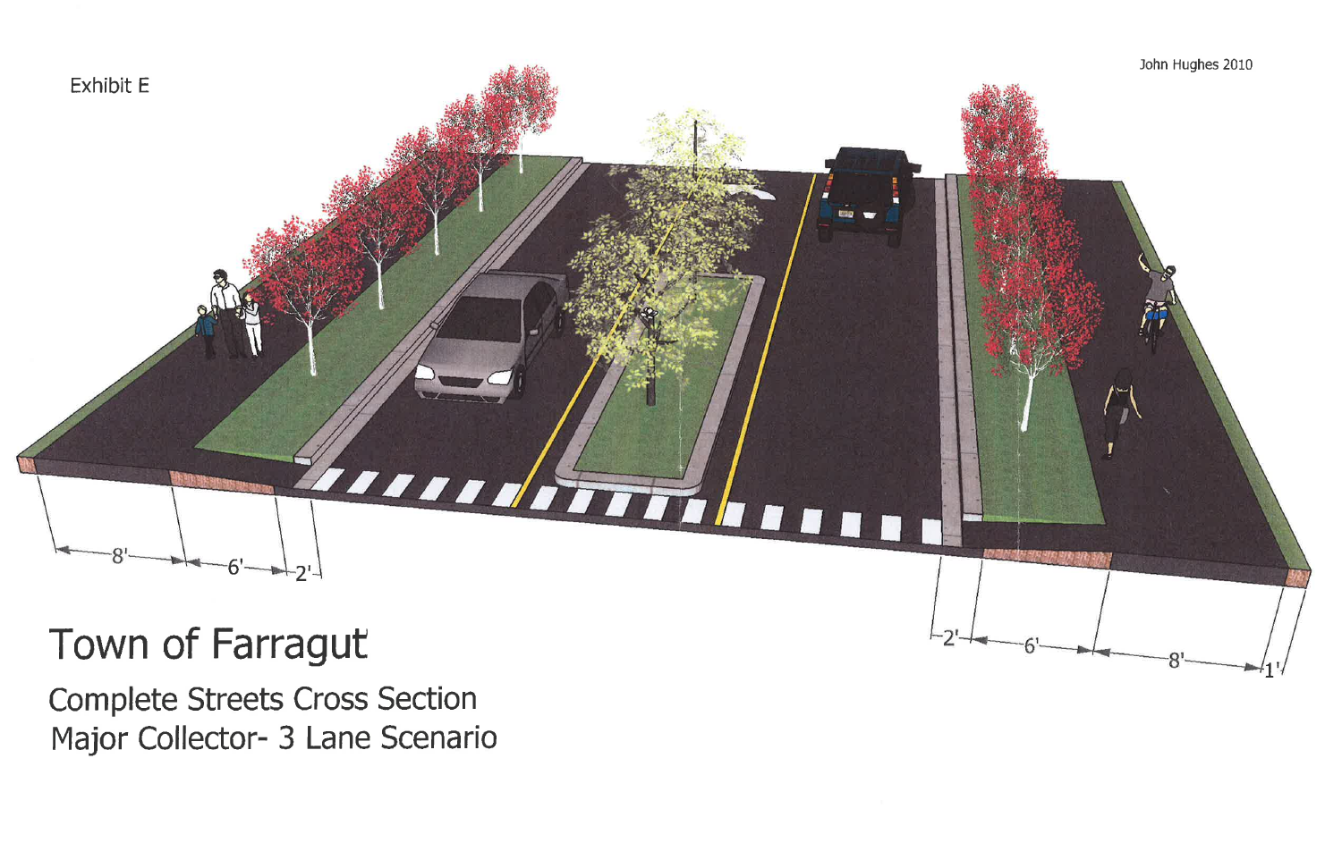Exhibit E

John Hughes 2010

8' 6' 2'

2' 6' 8' 1'

# Town of Farragut

Complete Streets Cross Section
Major Collector- 3 Lane Scenario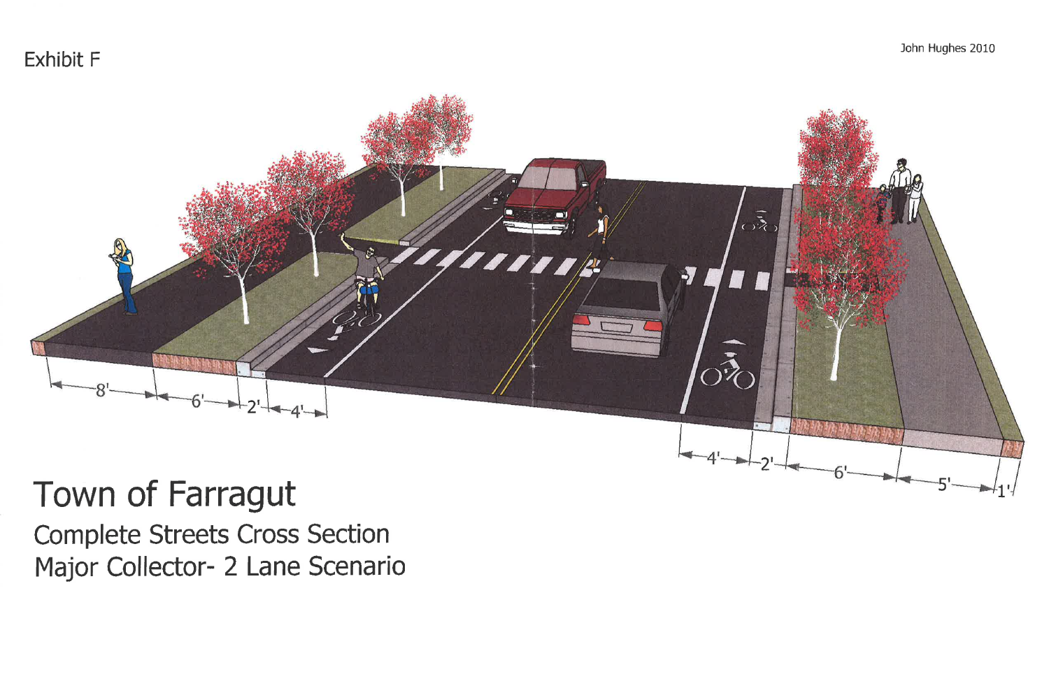Exhibit F

John Hughes 2010

8'
6'
2'
4'
4'
2'
6'
5'
1'

# Town of Farragut

## Complete Streets Cross Section
## Major Collector- 2 Lane Scenario